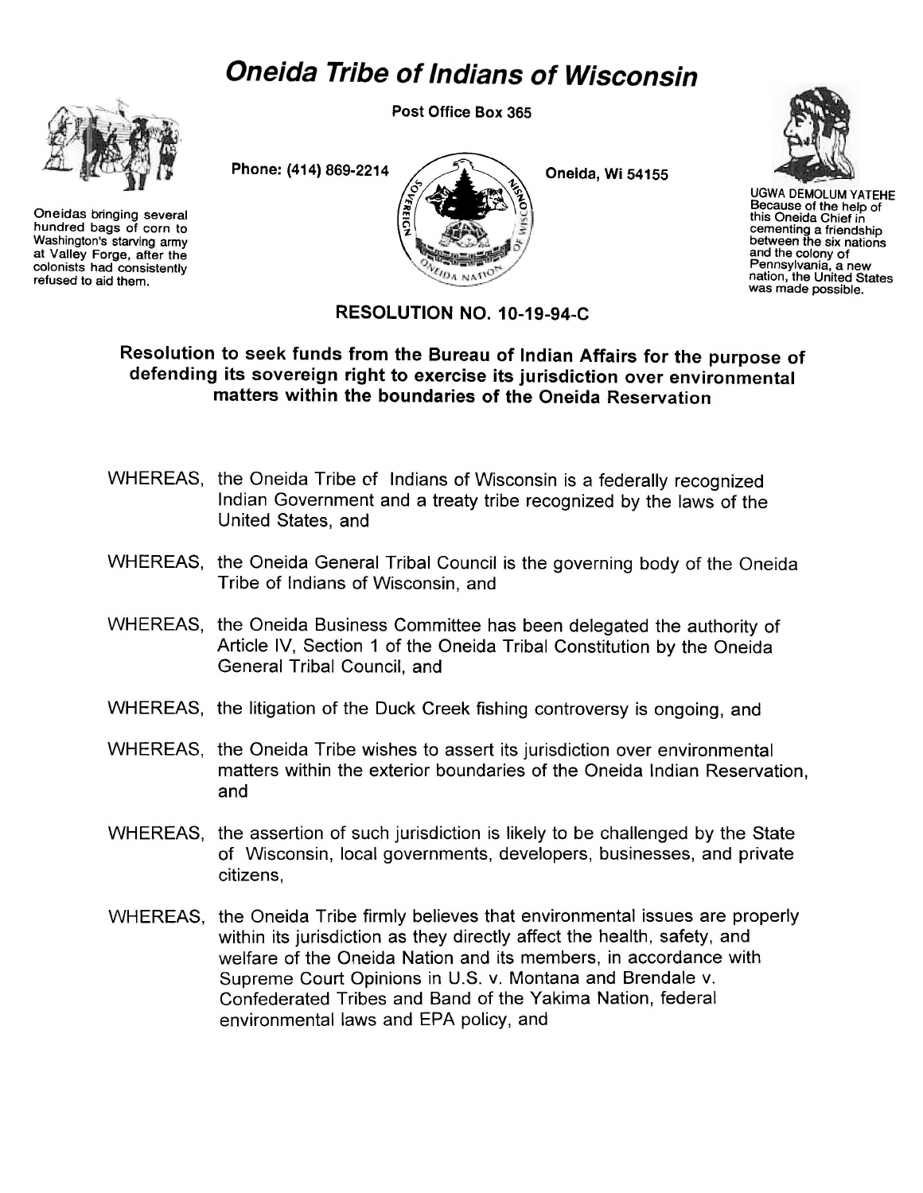# Oneida Tribe of Indians of Wisconsin

Post Office Box 365

Phone: (414) 869-2214

Oneida, Wi 54155

Oneidas bringing several hundred bags of corn to Washington's starving army at Valley Forge, after the colonists had consistently refused to aid them.

UGWA DEMOLUM YATEHE
Because of the help of this Oneida Chief in cementing a friendship between the six nations and the colony of Pennsylvania, a new nation, the United States was made possible.

## RESOLUTION NO. 10-19-94-C

### Resolution to seek funds from the Bureau of Indian Affairs for the purpose of defending its sovereign right to exercise its jurisdiction over environmental matters within the boundaries of the Oneida Reservation

WHEREAS, the Oneida Tribe of Indians of Wisconsin is a federally recognized Indian Government and a treaty tribe recognized by the laws of the United States, and

WHEREAS, the Oneida General Tribal Council is the governing body of the Oneida Tribe of Indians of Wisconsin, and

WHEREAS, the Oneida Business Committee has been delegated the authority of Article IV, Section 1 of the Oneida Tribal Constitution by the Oneida General Tribal Council, and

WHEREAS, the litigation of the Duck Creek fishing controversy is ongoing, and

WHEREAS, the Oneida Tribe wishes to assert its jurisdiction over environmental matters within the exterior boundaries of the Oneida Indian Reservation, and

WHEREAS, the assertion of such jurisdiction is likely to be challenged by the State of Wisconsin, local governments, developers, businesses, and private citizens,

WHEREAS, the Oneida Tribe firmly believes that environmental issues are properly within its jurisdiction as they directly affect the health, safety, and welfare of the Oneida Nation and its members, in accordance with Supreme Court Opinions in U.S. v. Montana and Brendale v. Confederated Tribes and Band of the Yakima Nation, federal environmental laws and EPA policy, and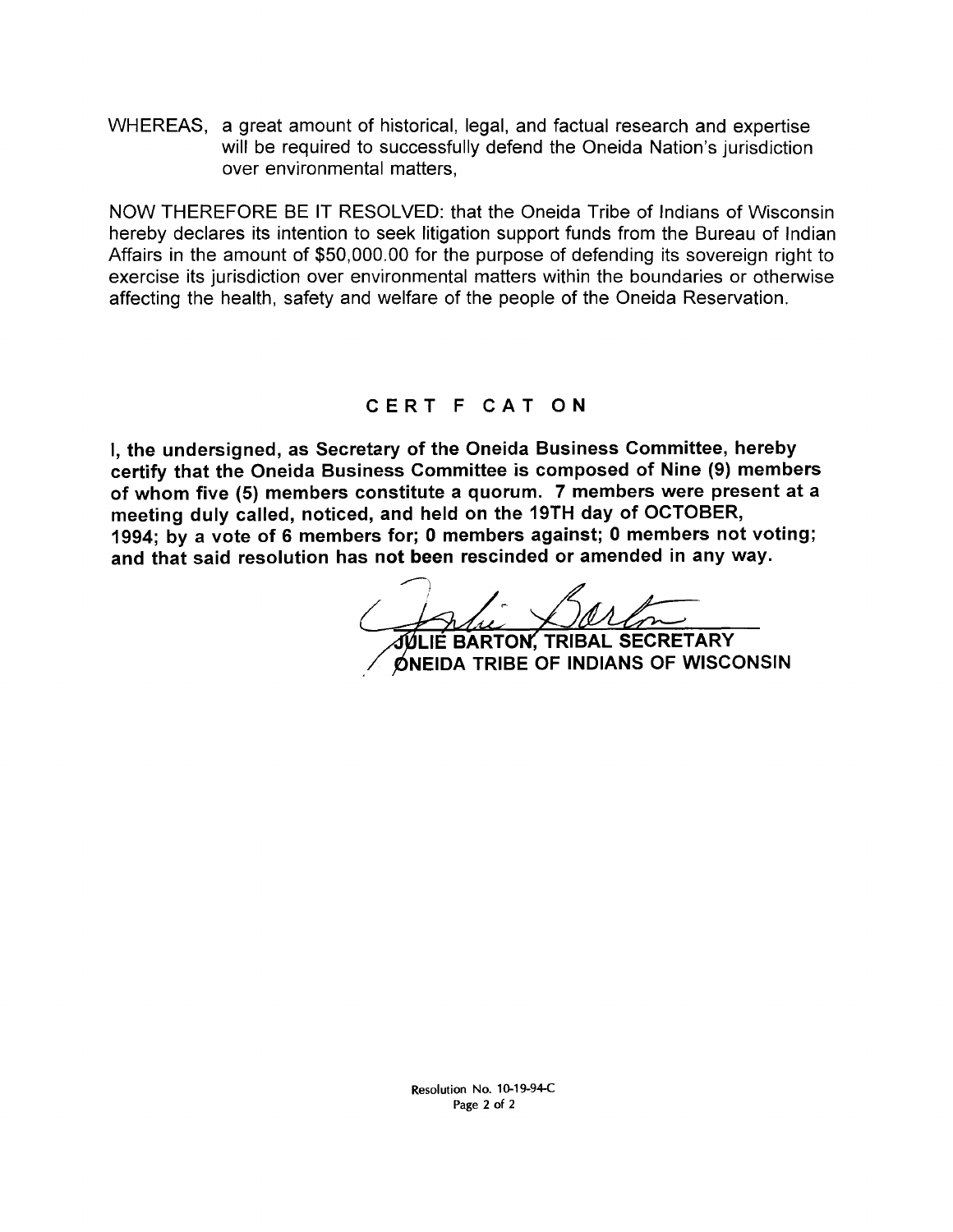WHEREAS, a great amount of historical, legal, and factual research and expertise will be required to successfully defend the Oneida Nation's jurisdiction over environmental matters,

NOW THEREFORE BE IT RESOLVED: that the Oneida Tribe of Indians of Wisconsin hereby declares its intention to seek litigation support funds from the Bureau of Indian Affairs in the amount of $50,000.00 for the purpose of defending its sovereign right to exercise its jurisdiction over environmental matters within the boundaries or otherwise affecting the health, safety and welfare of the people of the Oneida Reservation.

## CERT F CAT ON

**I, the undersigned, as Secretary of the Oneida Business Committee, hereby certify that the Oneida Business Committee is composed of Nine (9) members of whom five (5) members constitute a quorum. 7 members were present at a meeting duly called, noticed, and held on the 19TH day of OCTOBER, 1994; by a vote of 6 members for; 0 members against; 0 members not voting; and that said resolution has not been rescinded or amended in any way.**

Julie Barton

**JULIE BARTON, TRIBAL SECRETARY**
**ONEIDA TRIBE OF INDIANS OF WISCONSIN**

Resolution No. 10-19-94-C